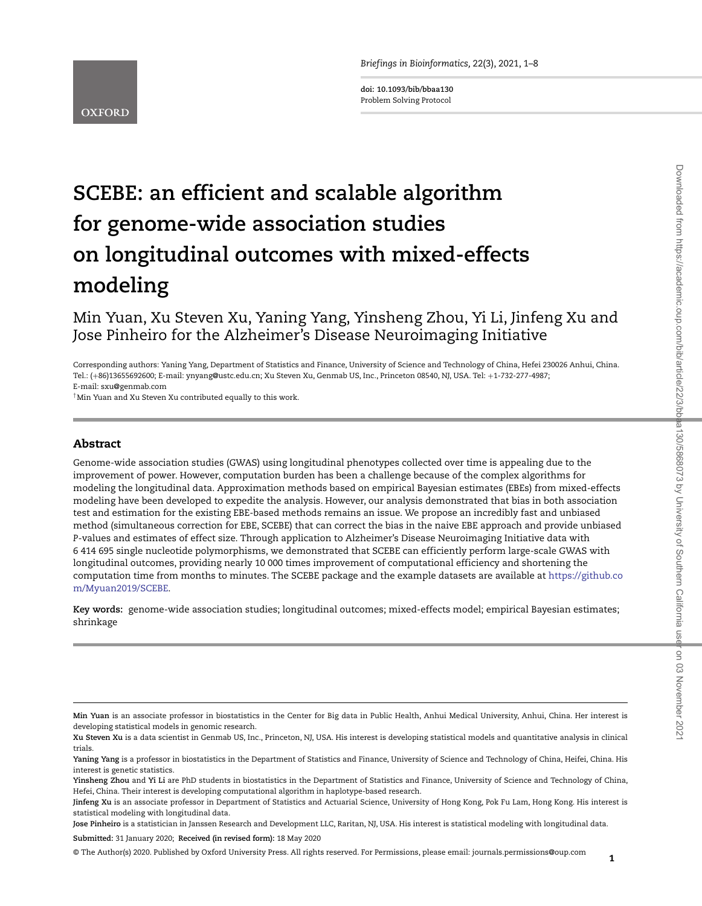# SCEBE: an efficient and scalable algorithm for genome-wide association studies on longitudinal outcomes with mixed-effects modeling

Min Yuan, Xu Steven Xu, Yaning Yang, Yinsheng Zhou, Yi Li, Jinfeng Xu and Jose Pinheiro for the Alzheimer's Disease Neuroimaging Initiative

Corresponding authors: Yaning Yang, Department of Statistics and Finance, University of Science and Technology of China, Hefei 230026 Anhui, China. Tel.: (+86)13655692600; E-mail: ynyang@ustc.edu.cn; Xu Steven Xu, Genmab US, Inc., Princeton 08540, NJ, USA. Tel: +1-732-277-4987; E-mail: sxu@genmab.com

†Min Yuan and Xu Steven Xu contributed equally to this work.

## Abstract

Genome-wide association studies (GWAS) using longitudinal phenotypes collected over time is appealing due to the improvement of power. However, computation burden has been a challenge because of the complex algorithms for modeling the longitudinal data. Approximation methods based on empirical Bayesian estimates (EBEs) from mixed-effects modeling have been developed to expedite the analysis. However, our analysis demonstrated that bias in both association test and estimation for the existing EBE-based methods remains an issue. We propose an incredibly fast and unbiased method (simultaneous correction for EBE, SCEBE) that can correct the bias in the naive EBE approach and provide unbiased P-values and estimates of effect size. Through application to Alzheimer's Disease Neuroimaging Initiative data with 6 414 695 single nucleotide polymorphisms, we demonstrated that SCEBE can efficiently perform large-scale GWAS with longitudinal outcomes, providing nearly 10 000 times improvement of computational efficiency and shortening the computation time from months to minutes. The SCEBE package and the example datasets are available at https://github.com/Myuan2019/SCEBE.

**Key words:** genome-wide association studies; longitudinal outcomes; mixed-effects model; empirical Bayesian estimates; shrinkage

**Min Yuan** is an associate professor in biostatistics in the Center for Big data in Public Health, Anhui Medical University, Anhui, China. Her interest is developing statistical models in genomic research.

**Xu Steven Xu** is a data scientist in Genmab US, Inc., Princeton, NJ, USA. His interest is developing statistical models and quantitative analysis in clinical trials.

**Yaning Yang** is a professor in biostatistics in the Department of Statistics and Finance, University of Science and Technology of China, Heifei, China. His interest is genetic statistics.

**Yinsheng Zhou** and **Yi Li** are PhD students in biostatistics in the Department of Statistics and Finance, University of Science and Technology of China, Hefei, China. Their interest is developing computational algorithm in haplotype-based research.

**Jinfeng Xu** is an associate professor in Department of Statistics and Actuarial Science, University of Hong Kong, Pok Fu Lam, Hong Kong. His interest is statistical modeling with longitudinal data.

**Jose Pinheiro** is a statistician in Janssen Research and Development LLC, Raritan, NJ, USA. His interest is statistical modeling with longitudinal data.

**Submitted:** 31 January 2020; **Received (in revised form):** 18 May 2020

© The Author(s) 2020. Published by Oxford University Press. All rights reserved. For Permissions, please email: journals.permissions@oup.com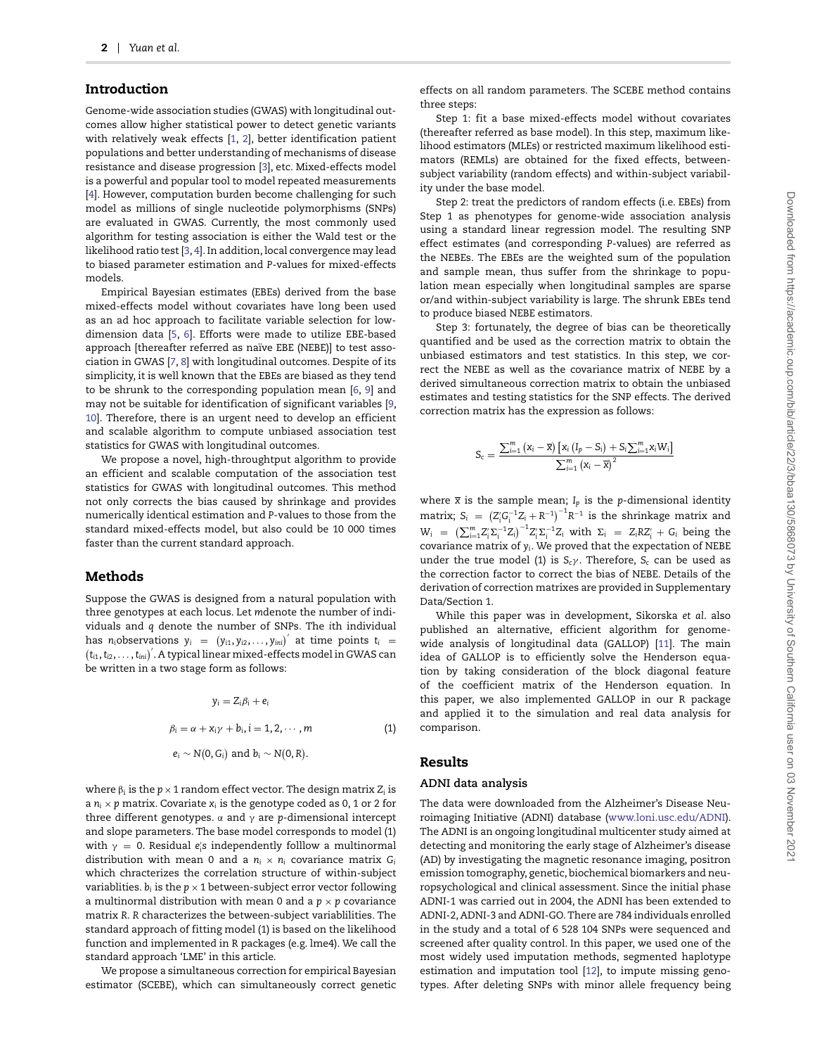## Introduction

Genome-wide association studies (GWAS) with longitudinal outcomes allow higher statistical power to detect genetic variants with relatively weak effects [1, 2], better identification patient populations and better understanding of mechanisms of disease resistance and disease progression [3], etc. Mixed-effects model is a powerful and popular tool to model repeated measurements [4]. However, computation burden become challenging for such model as millions of single nucleotide polymorphisms (SNPs) are evaluated in GWAS. Currently, the most commonly used algorithm for testing association is either the Wald test or the likelihood ratio test [3, 4]. In addition, local convergence may lead to biased parameter estimation and P-values for mixed-effects models.

Empirical Bayesian estimates (EBEs) derived from the base mixed-effects model without covariates have long been used as an ad hoc approach to facilitate variable selection for low-dimension data [5, 6]. Efforts were made to utilize EBE-based approach [thereafter referred as naïve EBE (NEBE)] to test association in GWAS [7, 8] with longitudinal outcomes. Despite of its simplicity, it is well known that the EBEs are biased as they tend to be shrunk to the corresponding population mean [6, 9] and may not be suitable for identification of significant variables [9, 10]. Therefore, there is an urgent need to develop an efficient and scalable algorithm to compute unbiased association test statistics for GWAS with longitudinal outcomes.

We propose a novel, high-throughtput algorithm to provide an efficient and scalable computation of the association test statistics for GWAS with longitudinal outcomes. This method not only corrects the bias caused by shrinkage and provides numerically identical estimation and P-values to those from the standard mixed-effects model, but also could be 10 000 times faster than the current standard approach.

## Methods

Suppose the GWAS is designed from a natural population with three genotypes at each locus. Let $m$denote the number of individuals and $q$ denote the number of SNPs. The $i$th individual has $n_i$observations $y_i = (y_{i1}, y_{i2}, \ldots, y_{in_i})'$ at time points $t_i = (t_{i1}, t_{i2}, \ldots, t_{in_i})'$. A typical linear mixed-effects model in GWAS can be written in a two stage form as follows:

$$
\begin{aligned}
y_i &= Z_i\beta_i + e_i \\
\beta_i &= \alpha + x_i\gamma + b_i, i = 1, 2, \cdots, m \qquad (1)\\
e_i &\sim N(0, G_i) \text{ and } b_i \sim N(0, R).
\end{aligned}
$$

where $\beta_i$ is the $p \times 1$ random effect vector. The design matrix $Z_i$ is a $n_i \times p$ matrix. Covariate $x_i$ is the genotype coded as 0, 1 or 2 for three different genotypes. $\alpha$ and $\gamma$ are $p$-dimensional intercept and slope parameters. The base model corresponds to model (1) with $\gamma = 0$. Residual $e_i'$s independently folllow a multinormal distribution with mean 0 and a $n_i \times n_i$ covariance matrix $G_i$ which chracterizes the correlation structure of within-subject variablities. $b_i$ is the $p \times 1$ between-subject error vector following a multinormal distribution with mean 0 and a $p \times p$ covariance matrix $R$. $R$ characterizes the between-subject variablilities. The standard approach of fitting model (1) is based on the likelihood function and implemented in R packages (e.g. lme4). We call the standard approach 'LME' in this article.

We propose a simultaneous correction for empirical Bayesian estimator (SCEBE), which can simultaneously correct genetic effects on all random parameters. The SCEBE method contains three steps:

Step 1: fit a base mixed-effects model without covariates (thereafter referred as base model). In this step, maximum likelihood estimators (MLEs) or restricted maximum likelihood estimators (REMLs) are obtained for the fixed effects, between-subject variability (random effects) and within-subject variability under the base model.

Step 2: treat the predictors of random effects (i.e. EBEs) from Step 1 as phenotypes for genome-wide association analysis using a standard linear regression model. The resulting SNP effect estimates (and corresponding P-values) are referred as the NEBEs. The EBEs are the weighted sum of the population and sample mean, thus suffer from the shrinkage to population mean especially when longitudinal samples are sparse or/and within-subject variability is large. The shrunk EBEs tend to produce biased NEBE estimators.

Step 3: fortunately, the degree of bias can be theoretically quantified and be used as the correction matrix to obtain the unbiased estimators and test statistics. In this step, we correct the NEBE as well as the covariance matrix of NEBE by a derived simultaneous correction matrix to obtain the unbiased estimates and testing statistics for the SNP effects. The derived correction matrix has the expression as follows:

$$
S_c = \frac{\sum_{i=1}^{m}(x_i - \overline{x})\left[x_i\left(I_p - S_i\right) + S_i\sum_{i=1}^{m}x_iW_i\right]}{\sum_{i=1}^{m}(x_i - \overline{x})^2}
$$

where $\overline{x}$ is the sample mean; $I_p$ is the $p$-dimensional identity matrix; $S_i = \left(Z_i'G_i^{-1}Z_i + R^{-1}\right)^{-1}R^{-1}$ is the shrinkage matrix and $W_i = \left(\sum_{i=1}^{m}Z_i'\Sigma_i^{-1}Z_i\right)^{-1}Z_i'\Sigma_i^{-1}Z_i$ with $\Sigma_i = Z_iRZ_i' + G_i$ being the covariance matrix of $y_i$. We proved that the expectation of NEBE under the true model (1) is $S_c\gamma$. Therefore, $S_c$ can be used as the correction factor to correct the bias of NEBE. Details of the derivation of correction matrixes are provided in Supplementary Data/Section 1.

While this paper was in development, Sikorska *et al.* also published an alternative, efficient algorithm for genome-wide analysis of longitudinal data (GALLOP) [11]. The main idea of GALLOP is to efficiently solve the Henderson equation by taking consideration of the block diagonal feature of the coefficient matrix of the Henderson equation. In this paper, we also implemented GALLOP in our R package and applied it to the simulation and real data analysis for comparison.

## Results

### ADNI data analysis

The data were downloaded from the Alzheimer's Disease Neuroimaging Initiative (ADNI) database (www.loni.usc.edu/ADNI). The ADNI is an ongoing longitudinal multicenter study aimed at detecting and monitoring the early stage of Alzheimer's disease (AD) by investigating the magnetic resonance imaging, positron emission tomography, genetic, biochemical biomarkers and neuropsychological and clinical assessment. Since the initial phase ADNI-1 was carried out in 2004, the ADNI has been extended to ADNI-2, ADNI-3 and ADNI-GO. There are 784 individuals enrolled in the study and a total of 6 528 104 SNPs were sequenced and screened after quality control. In this paper, we used one of the most widely used imputation methods, segmented haplotype estimation and imputation tool [12], to impute missing genotypes. After deleting SNPs with minor allele frequency being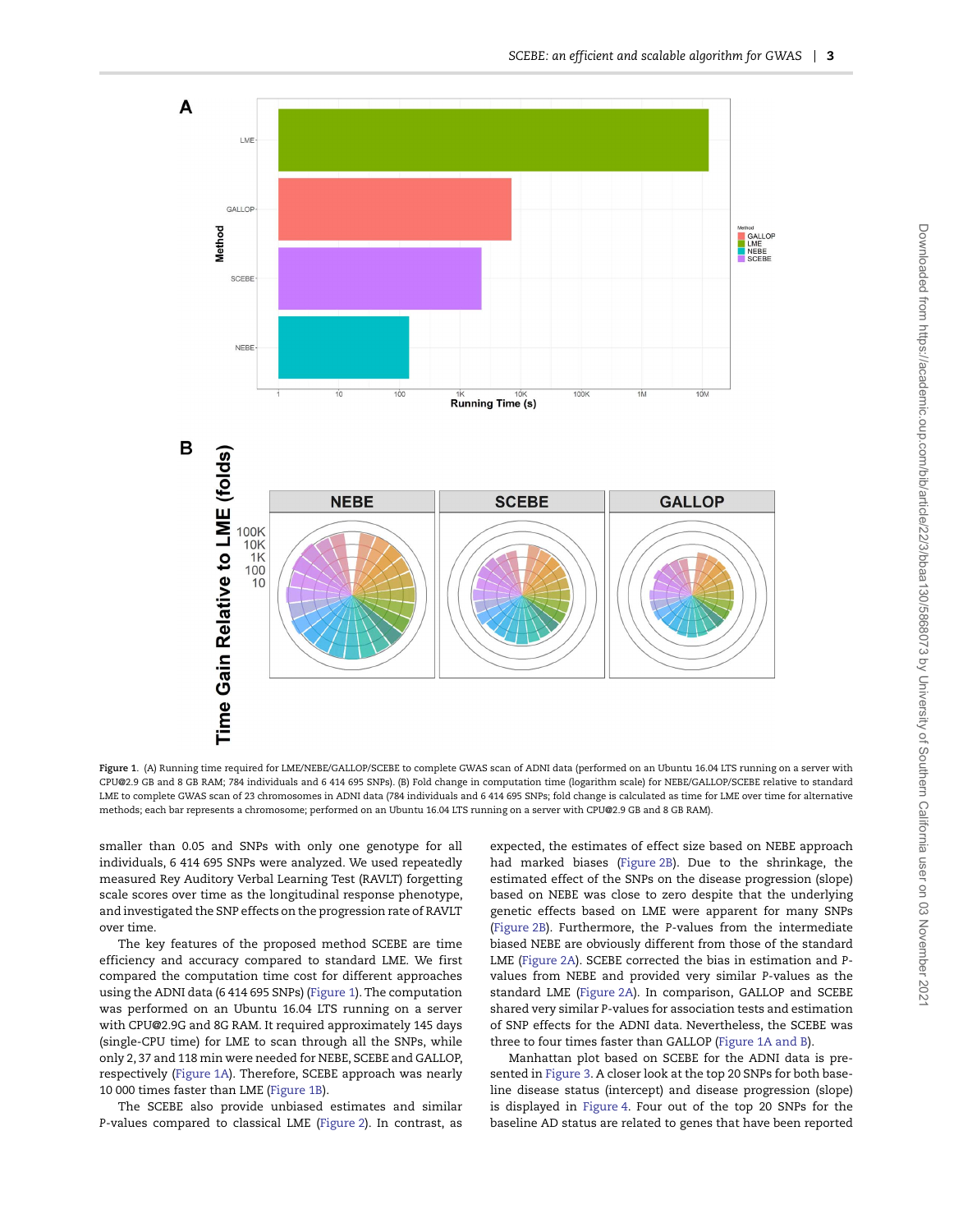Figure 1. (A) Running time required for LME/NEBE/GALLOP/SCEBE to complete GWAS scan of ADNI data (performed on an Ubuntu 16.04 LTS running on a server with CPU@2.9 GB and 8 GB RAM; 784 individuals and 6 414 695 SNPs). (B) Fold change in computation time (logarithm scale) for NEBE/GALLOP/SCEBE relative to standard LME to complete GWAS scan of 23 chromosomes in ADNI data (784 individuals and 6 414 695 SNPs; fold change is calculated as time for LME over time for alternative methods; each bar represents a chromosome; performed on an Ubuntu 16.04 LTS running on a server with CPU@2.9 GB and 8 GB RAM).

smaller than 0.05 and SNPs with only one genotype for all individuals, 6 414 695 SNPs were analyzed. We used repeatedly measured Rey Auditory Verbal Learning Test (RAVLT) forgetting scale scores over time as the longitudinal response phenotype, and investigated the SNP effects on the progression rate of RAVLT over time.

The key features of the proposed method SCEBE are time efficiency and accuracy compared to standard LME. We first compared the computation time cost for different approaches using the ADNI data (6 414 695 SNPs) (Figure 1). The computation was performed on an Ubuntu 16.04 LTS running on a server with CPU@2.9G and 8G RAM. It required approximately 145 days (single-CPU time) for LME to scan through all the SNPs, while only 2, 37 and 118 min were needed for NEBE, SCEBE and GALLOP, respectively (Figure 1A). Therefore, SCEBE approach was nearly 10 000 times faster than LME (Figure 1B).

The SCEBE also provide unbiased estimates and similar P-values compared to classical LME (Figure 2). In contrast, as expected, the estimates of effect size based on NEBE approach had marked biases (Figure 2B). Due to the shrinkage, the estimated effect of the SNPs on the disease progression (slope) based on NEBE was close to zero despite that the underlying genetic effects based on LME were apparent for many SNPs (Figure 2B). Furthermore, the P-values from the intermediate biased NEBE are obviously different from those of the standard LME (Figure 2A). SCEBE corrected the bias in estimation and P-values from NEBE and provided very similar P-values as the standard LME (Figure 2A). In comparison, GALLOP and SCEBE shared very similar P-values for association tests and estimation of SNP effects for the ADNI data. Nevertheless, the SCEBE was three to four times faster than GALLOP (Figure 1A and B).

Manhattan plot based on SCEBE for the ADNI data is presented in Figure 3. A closer look at the top 20 SNPs for both baseline disease status (intercept) and disease progression (slope) is displayed in Figure 4. Four out of the top 20 SNPs for the baseline AD status are related to genes that have been reported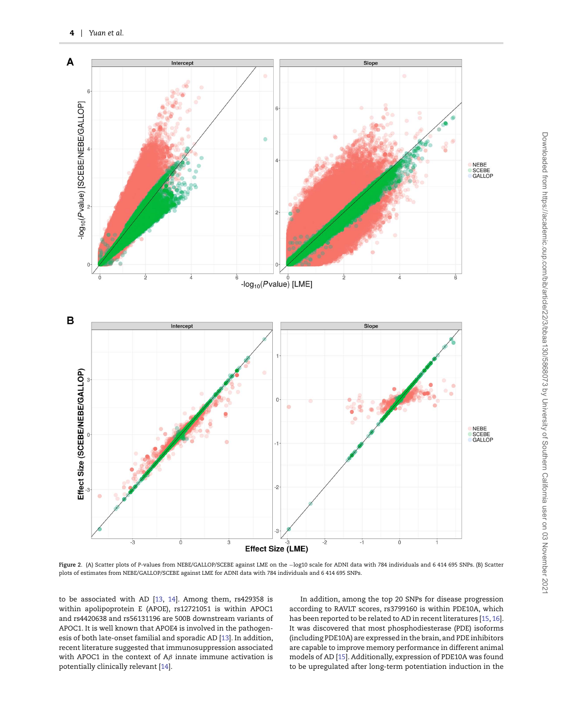Figure 2. (A) Scatter plots of P-values from NEBE/GALLOP/SCEBE against LME on the −log10 scale for ADNI data with 784 individuals and 6 414 695 SNPs. (B) Scatter plots of estimates from NEBE/GALLOP/SCEBE against LME for ADNI data with 784 individuals and 6 414 695 SNPs.

to be associated with AD [13, 14]. Among them, rs429358 is within apolipoprotein E (APOE), rs12721051 is within APOC1 and rs4420638 and rs56131196 are 500B downstream variants of APOC1. It is well known that APOE4 is involved in the pathogenesis of both late-onset familial and sporadic AD [13]. In addition, recent literature suggested that immunosuppression associated with APOC1 in the context of A$\beta$ innate immune activation is potentially clinically relevant [14].

In addition, among the top 20 SNPs for disease progression according to RAVLT scores, rs3799160 is within PDE10A, which has been reported to be related to AD in recent literatures [15, 16]. It was discovered that most phosphodiesterase (PDE) isoforms (including PDE10A) are expressed in the brain, and PDE inhibitors are capable to improve memory performance in different animal models of AD [15]. Additionally, expression of PDE10A was found to be upregulated after long-term potentiation induction in the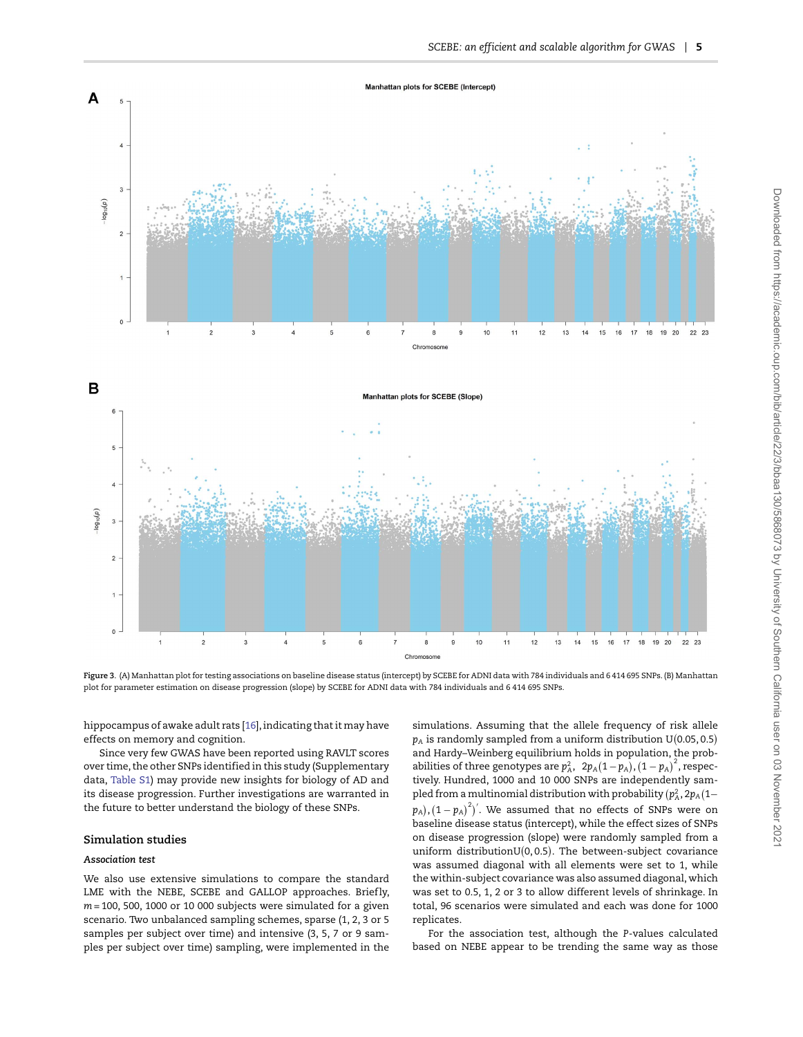Figure 3. (A) Manhattan plot for testing associations on baseline disease status (intercept) by SCEBE for ADNI data with 784 individuals and 6 414 695 SNPs. (B) Manhattan plot for parameter estimation on disease progression (slope) by SCEBE for ADNI data with 784 individuals and 6 414 695 SNPs.

hippocampus of awake adult rats [16], indicating that it may have effects on memory and cognition.

Since very few GWAS have been reported using RAVLT scores over time, the other SNPs identified in this study (Supplementary data, Table S1) may provide new insights for biology of AD and its disease progression. Further investigations are warranted in the future to better understand the biology of these SNPs.

## Simulation studies

### *Association test*

We also use extensive simulations to compare the standard LME with the NEBE, SCEBE and GALLOP approaches. Briefly, $m = 100$, 500, 1000 or 10 000 subjects were simulated for a given scenario. Two unbalanced sampling schemes, sparse (1, 2, 3 or 5 samples per subject over time) and intensive (3, 5, 7 or 9 samples per subject over time) sampling, were implemented in the simulations. Assuming that the allele frequency of risk allele $p_A$ is randomly sampled from a uniform distribution $U(0.05, 0.5)$ and Hardy–Weinberg equilibrium holds in population, the probabilities of three genotypes are $p_A^2$, $2p_A(1-p_A)$, $(1-p_A)^2$, respectively. Hundred, 1000 and 10 000 SNPs are independently sampled from a multinomial distribution with probability $(p_A^2, 2p_A(1-p_A), (1-p_A)^2)'$. We assumed that no effects of SNPs were on baseline disease status (intercept), while the effect sizes of SNPs on disease progression (slope) were randomly sampled from a uniform distribution$U(0, 0.5)$. The between-subject covariance was assumed diagonal with all elements were set to 1, while the within-subject covariance was also assumed diagonal, which was set to 0.5, 1, 2 or 3 to allow different levels of shrinkage. In total, 96 scenarios were simulated and each was done for 1000 replicates.

For the association test, although the *P*-values calculated based on NEBE appear to be trending the same way as those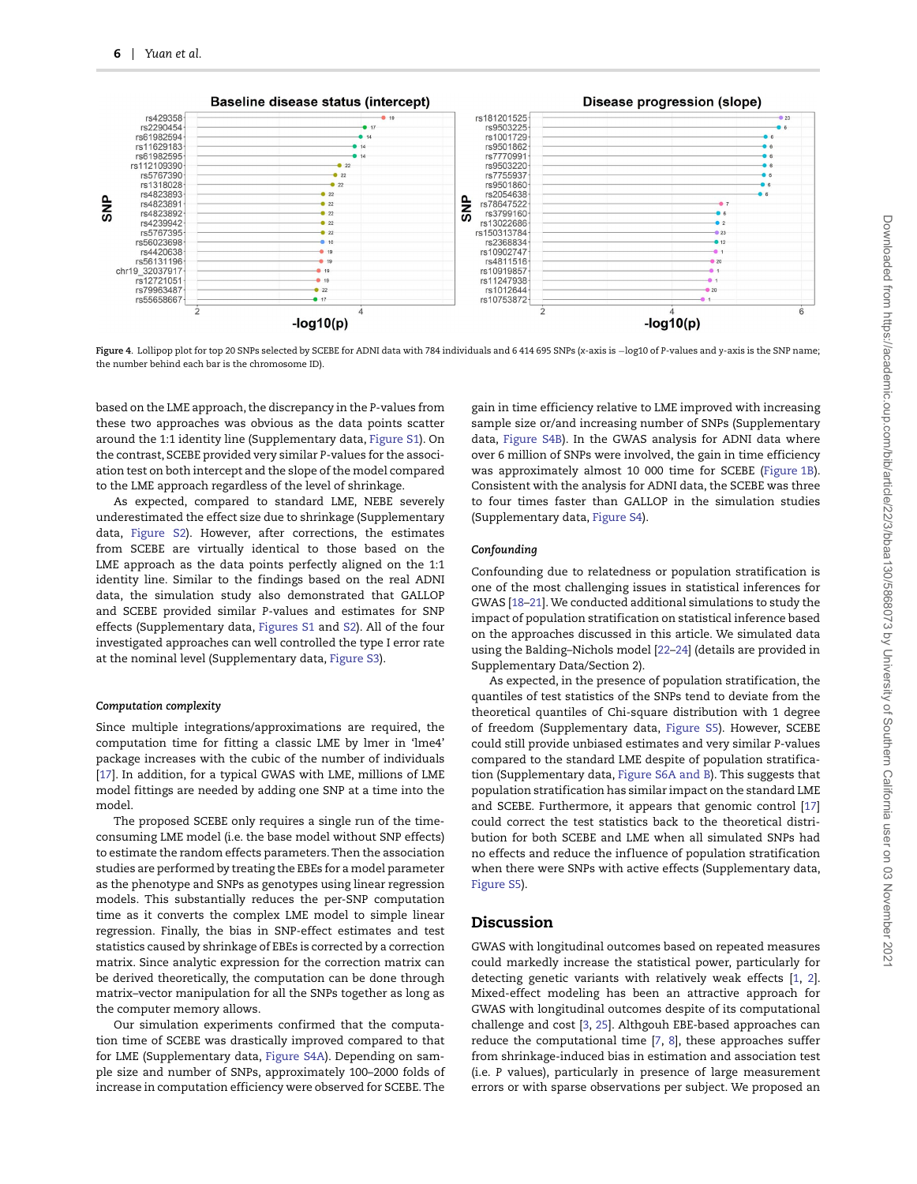Figure 4. Lollipop plot for top 20 SNPs selected by SCEBE for ADNI data with 784 individuals and 6 414 695 SNPs (x-axis is −log10 of P-values and y-axis is the SNP name; the number behind each bar is the chromosome ID).

based on the LME approach, the discrepancy in the P-values from these two approaches was obvious as the data points scatter around the 1:1 identity line (Supplementary data, Figure S1). On the contrast, SCEBE provided very similar P-values for the association test on both intercept and the slope of the model compared to the LME approach regardless of the level of shrinkage.

As expected, compared to standard LME, NEBE severely underestimated the effect size due to shrinkage (Supplementary data, Figure S2). However, after corrections, the estimates from SCEBE are virtually identical to those based on the LME approach as the data points perfectly aligned on the 1:1 identity line. Similar to the findings based on the real ADNI data, the simulation study also demonstrated that GALLOP and SCEBE provided similar P-values and estimates for SNP effects (Supplementary data, Figures S1 and S2). All of the four investigated approaches can well controlled the type I error rate at the nominal level (Supplementary data, Figure S3).

### Computation complexity

Since multiple integrations/approximations are required, the computation time for fitting a classic LME by lmer in 'lme4' package increases with the cubic of the number of individuals [17]. In addition, for a typical GWAS with LME, millions of LME model fittings are needed by adding one SNP at a time into the model.

The proposed SCEBE only requires a single run of the time-consuming LME model (i.e. the base model without SNP effects) to estimate the random effects parameters. Then the association studies are performed by treating the EBEs for a model parameter as the phenotype and SNPs as genotypes using linear regression models. This substantially reduces the per-SNP computation time as it converts the complex LME model to simple linear regression. Finally, the bias in SNP-effect estimates and test statistics caused by shrinkage of EBEs is corrected by a correction matrix. Since analytic expression for the correction matrix can be derived theoretically, the computation can be done through matrix–vector manipulation for all the SNPs together as long as the computer memory allows.

Our simulation experiments confirmed that the computation time of SCEBE was drastically improved compared to that for LME (Supplementary data, Figure S4A). Depending on sample size and number of SNPs, approximately 100–2000 folds of increase in computation efficiency were observed for SCEBE. The gain in time efficiency relative to LME improved with increasing sample size or/and increasing number of SNPs (Supplementary data, Figure S4B). In the GWAS analysis for ADNI data where over 6 million of SNPs were involved, the gain in time efficiency was approximately almost 10 000 time for SCEBE (Figure 1B). Consistent with the analysis for ADNI data, the SCEBE was three to four times faster than GALLOP in the simulation studies (Supplementary data, Figure S4).

### Confounding

Confounding due to relatedness or population stratification is one of the most challenging issues in statistical inferences for GWAS [18–21]. We conducted additional simulations to study the impact of population stratification on statistical inference based on the approaches discussed in this article. We simulated data using the Balding–Nichols model [22–24] (details are provided in Supplementary Data/Section 2).

As expected, in the presence of population stratification, the quantiles of test statistics of the SNPs tend to deviate from the theoretical quantiles of Chi-square distribution with 1 degree of freedom (Supplementary data, Figure S5). However, SCEBE could still provide unbiased estimates and very similar P-values compared to the standard LME despite of population stratification (Supplementary data, Figure S6A and B). This suggests that population stratification has similar impact on the standard LME and SCEBE. Furthermore, it appears that genomic control [17] could correct the test statistics back to the theoretical distribution for both SCEBE and LME when all simulated SNPs had no effects and reduce the influence of population stratification when there were SNPs with active effects (Supplementary data, Figure S5).

## Discussion

GWAS with longitudinal outcomes based on repeated measures could markedly increase the statistical power, particularly for detecting genetic variants with relatively weak effects [1, 2]. Mixed-effect modeling has been an attractive approach for GWAS with longitudinal outcomes despite of its computational challenge and cost [3, 25]. Althgouh EBE-based approaches can reduce the computational time [7, 8], these approaches suffer from shrinkage-induced bias in estimation and association test (i.e. P values), particularly in presence of large measurement errors or with sparse observations per subject. We proposed an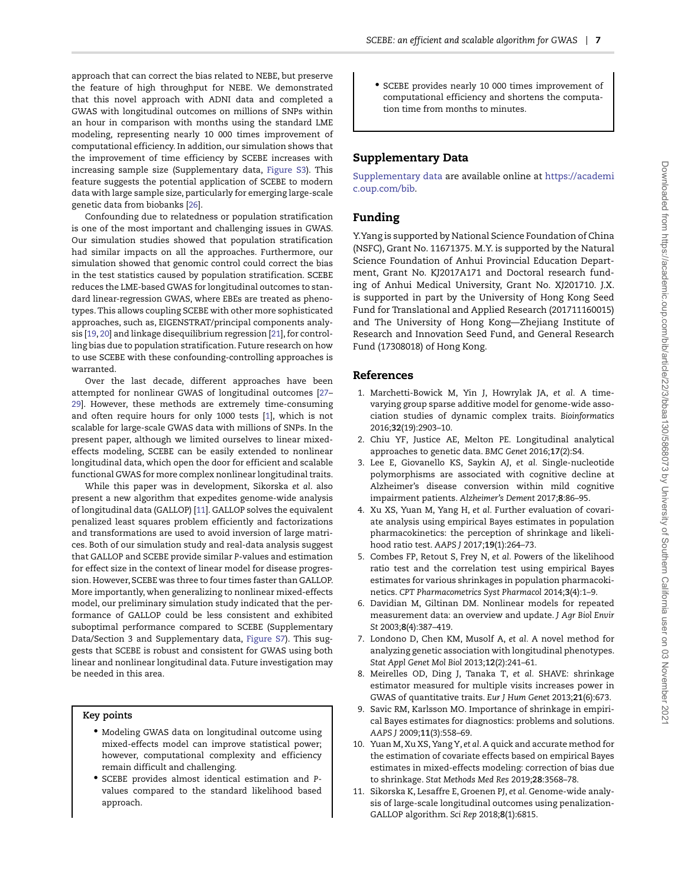approach that can correct the bias related to NEBE, but preserve the feature of high throughput for NEBE. We demonstrated that this novel approach with ADNI data and completed a GWAS with longitudinal outcomes on millions of SNPs within an hour in comparison with months using the standard LME modeling, representing nearly 10 000 times improvement of computational efficiency. In addition, our simulation shows that the improvement of time efficiency by SCEBE increases with increasing sample size (Supplementary data, Figure S3). This feature suggests the potential application of SCEBE to modern data with large sample size, particularly for emerging large-scale genetic data from biobanks [26].

Confounding due to relatedness or population stratification is one of the most important and challenging issues in GWAS. Our simulation studies showed that population stratification had similar impacts on all the approaches. Furthermore, our simulation showed that genomic control could correct the bias in the test statistics caused by population stratification. SCEBE reduces the LME-based GWAS for longitudinal outcomes to standard linear-regression GWAS, where EBEs are treated as phenotypes. This allows coupling SCEBE with other more sophisticated approaches, such as, EIGENSTRAT/principal components analysis [19, 20] and linkage disequilibrium regression [21], for controlling bias due to population stratification. Future research on how to use SCEBE with these confounding-controlling approaches is warranted.

Over the last decade, different approaches have been attempted for nonlinear GWAS of longitudinal outcomes [27–29]. However, these methods are extremely time-consuming and often require hours for only 1000 tests [1], which is not scalable for large-scale GWAS data with millions of SNPs. In the present paper, although we limited ourselves to linear mixed-effects modeling, SCEBE can be easily extended to nonlinear longitudinal data, which open the door for efficient and scalable functional GWAS for more complex nonlinear longitudinal traits.

While this paper was in development, Sikorska *et al.* also present a new algorithm that expedites genome-wide analysis of longitudinal data (GALLOP) [11]. GALLOP solves the equivalent penalized least squares problem efficiently and factorizations and transformations are used to avoid inversion of large matrices. Both of our simulation study and real-data analysis suggest that GALLOP and SCEBE provide similar *P*-values and estimation for effect size in the context of linear model for disease progression. However, SCEBE was three to four times faster than GALLOP. More importantly, when generalizing to nonlinear mixed-effects model, our preliminary simulation study indicated that the performance of GALLOP could be less consistent and exhibited suboptimal performance compared to SCEBE (Supplementary Data/Section 3 and Supplementary data, Figure S7). This suggests that SCEBE is robust and consistent for GWAS using both linear and nonlinear longitudinal data. Future investigation may be needed in this area.

**Key points**

- Modeling GWAS data on longitudinal outcome using mixed-effects model can improve statistical power; however, computational complexity and efficiency remain difficult and challenging.
- SCEBE provides almost identical estimation and *P*-values compared to the standard likelihood based approach.
- SCEBE provides nearly 10 000 times improvement of computational efficiency and shortens the computation time from months to minutes.

## Supplementary Data

Supplementary data are available online at https://academic.oup.com/bib.

## Funding

Y. Yang is supported by National Science Foundation of China (NSFC), Grant No. 11671375. M.Y. is supported by the Natural Science Foundation of Anhui Provincial Education Department, Grant No. KJ2017A171 and Doctoral research funding of Anhui Medical University, Grant No. XJ201710. J.X. is supported in part by the University of Hong Kong Seed Fund for Translational and Applied Research (201711160015) and The University of Hong Kong—Zhejiang Institute of Research and Innovation Seed Fund, and General Research Fund (17308018) of Hong Kong.

## References

1. Marchetti-Bowick M, Yin J, Howrylak JA, *et al.* A time-varying group sparse additive model for genome-wide association studies of dynamic complex traits. *Bioinformatics* 2016;**32**(19):2903–10.
2. Chiu YF, Justice AE, Melton PE. Longitudinal analytical approaches to genetic data. *BMC Genet* 2016;**17**(2):S4.
3. Lee E, Giovanello KS, Saykin AJ, *et al.* Single-nucleotide polymorphisms are associated with cognitive decline at Alzheimer's disease conversion within mild cognitive impairment patients. *Alzheimer's Dement* 2017;**8**:86–95.
4. Xu XS, Yuan M, Yang H, *et al.* Further evaluation of covariate analysis using empirical Bayes estimates in population pharmacokinetics: the perception of shrinkage and likelihood ratio test. *AAPS J* 2017;**19**(1):264–73.
5. Combes FP, Retout S, Frey N, *et al.* Powers of the likelihood ratio test and the correlation test using empirical Bayes estimates for various shrinkages in population pharmacokinetics. *CPT Pharmacometrics Syst Pharmacol* 2014;**3**(4):1–9.
6. Davidian M, Giltinan DM. Nonlinear models for repeated measurement data: an overview and update. *J Agr Biol Envir St* 2003;**8**(4):387–419.
7. Londono D, Chen KM, Musolf A, *et al.* A novel method for analyzing genetic association with longitudinal phenotypes. *Stat Appl Genet Mol Biol* 2013;**12**(2):241–61.
8. Meirelles OD, Ding J, Tanaka T, *et al.* SHAVE: shrinkage estimator measured for multiple visits increases power in GWAS of quantitative traits. *Eur J Hum Genet* 2013;**21**(6):673.
9. Savic RM, Karlsson MO. Importance of shrinkage in empirical Bayes estimates for diagnostics: problems and solutions. *AAPS J* 2009;**11**(3):558–69.
10. Yuan M, Xu XS, Yang Y, *et al.* A quick and accurate method for the estimation of covariate effects based on empirical Bayes estimates in mixed-effects modeling: correction of bias due to shrinkage. *Stat Methods Med Res* 2019;**28**:3568–78.
11. Sikorska K, Lesaffre E, Groenen PJ, *et al.* Genome-wide analysis of large-scale longitudinal outcomes using penalization-GALLOP algorithm. *Sci Rep* 2018;**8**(1):6815.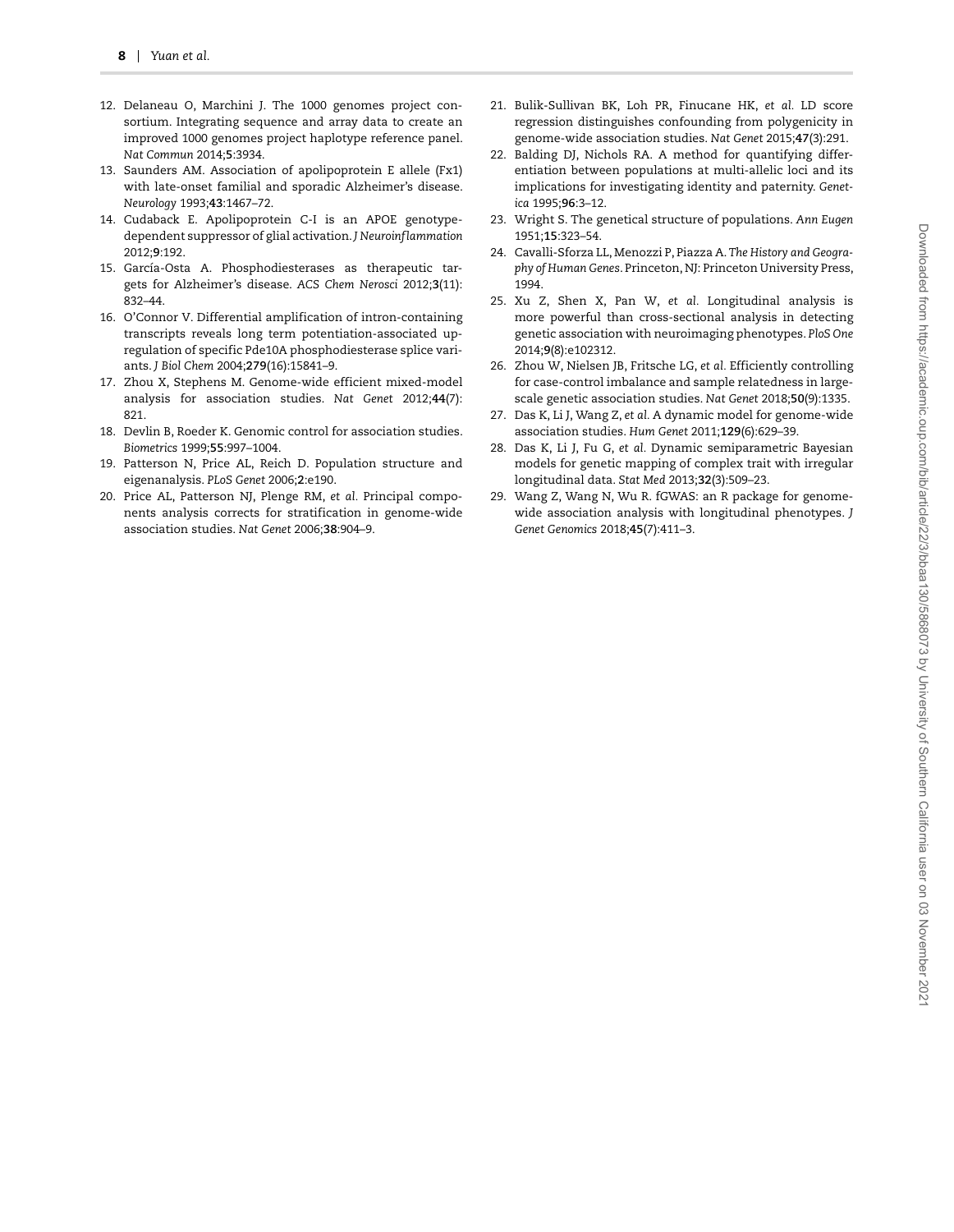12. Delaneau O, Marchini J. The 1000 genomes project consortium. Integrating sequence and array data to create an improved 1000 genomes project haplotype reference panel. *Nat Commun* 2014;**5**:3934.
13. Saunders AM. Association of apolipoprotein E allele (Fx1) with late-onset familial and sporadic Alzheimer's disease. *Neurology* 1993;**43**:1467–72.
14. Cudaback E. Apolipoprotein C-I is an APOE genotype-dependent suppressor of glial activation. *J Neuroinflammation* 2012;**9**:192.
15. García-Osta A. Phosphodiesterases as therapeutic targets for Alzheimer's disease. *ACS Chem Nerosci* 2012;**3**(11): 832–44.
16. O'Connor V. Differential amplification of intron-containing transcripts reveals long term potentiation-associated up-regulation of specific Pde10A phosphodiesterase splice variants. *J Biol Chem* 2004;**279**(16):15841–9.
17. Zhou X, Stephens M. Genome-wide efficient mixed-model analysis for association studies. *Nat Genet* 2012;**44**(7): 821.
18. Devlin B, Roeder K. Genomic control for association studies. *Biometrics* 1999;**55**:997–1004.
19. Patterson N, Price AL, Reich D. Population structure and eigenanalysis. *PLoS Genet* 2006;**2**:e190.
20. Price AL, Patterson NJ, Plenge RM, *et al.* Principal components analysis corrects for stratification in genome-wide association studies. *Nat Genet* 2006;**38**:904–9.
21. Bulik-Sullivan BK, Loh PR, Finucane HK, *et al.* LD score regression distinguishes confounding from polygenicity in genome-wide association studies. *Nat Genet* 2015;**47**(3):291.
22. Balding DJ, Nichols RA. A method for quantifying differentiation between populations at multi-allelic loci and its implications for investigating identity and paternity. *Genetica* 1995;**96**:3–12.
23. Wright S. The genetical structure of populations. *Ann Eugen* 1951;**15**:323–54.
24. Cavalli-Sforza LL, Menozzi P, Piazza A. *The History and Geography of Human Genes*. Princeton, NJ: Princeton University Press, 1994.
25. Xu Z, Shen X, Pan W, *et al.* Longitudinal analysis is more powerful than cross-sectional analysis in detecting genetic association with neuroimaging phenotypes. *PloS One* 2014;**9**(8):e102312.
26. Zhou W, Nielsen JB, Fritsche LG, *et al.* Efficiently controlling for case-control imbalance and sample relatedness in large-scale genetic association studies. *Nat Genet* 2018;**50**(9):1335.
27. Das K, Li J, Wang Z, *et al.* A dynamic model for genome-wide association studies. *Hum Genet* 2011;**129**(6):629–39.
28. Das K, Li J, Fu G, *et al.* Dynamic semiparametric Bayesian models for genetic mapping of complex trait with irregular longitudinal data. *Stat Med* 2013;**32**(3):509–23.
29. Wang Z, Wang N, Wu R. fGWAS: an R package for genome-wide association analysis with longitudinal phenotypes. *J Genet Genomics* 2018;**45**(7):411–3.